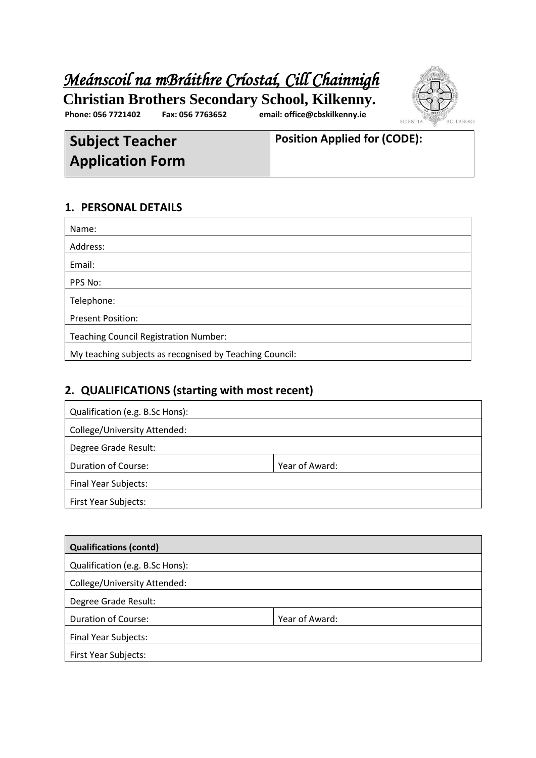# *Meánscoil na mBráithre Críostaí, Cill Chainnigh*

**Christian Brothers Secondary School, Kilkenny.**

**Phone: 056 7721402 Fax: 056 7763652 email: office@cbskilkenny.ie**

SCIENTIA AC LABORE

| **Subject Teacher Application Form** | **Position Applied for (CODE):** |
|---|---|

## 1. PERSONAL DETAILS

| Name: |
|---|
| Address: |
| Email: |
| PPS No: |
| Telephone: |
| Present Position: |
| Teaching Council Registration Number: |
| My teaching subjects as recognised by Teaching Council: |

## 2. QUALIFICATIONS (starting with most recent)

| Qualification (e.g. B.Sc Hons): | |
|---|---|
| College/University Attended: | |
| Degree Grade Result: | |
| Duration of Course: | Year of Award: |
| Final Year Subjects: | |
| First Year Subjects: | |

| **Qualifications (contd)** | |
|---|---|
| Qualification (e.g. B.Sc Hons): | |
| College/University Attended: | |
| Degree Grade Result: | |
| Duration of Course: | Year of Award: |
| Final Year Subjects: | |
| First Year Subjects: | |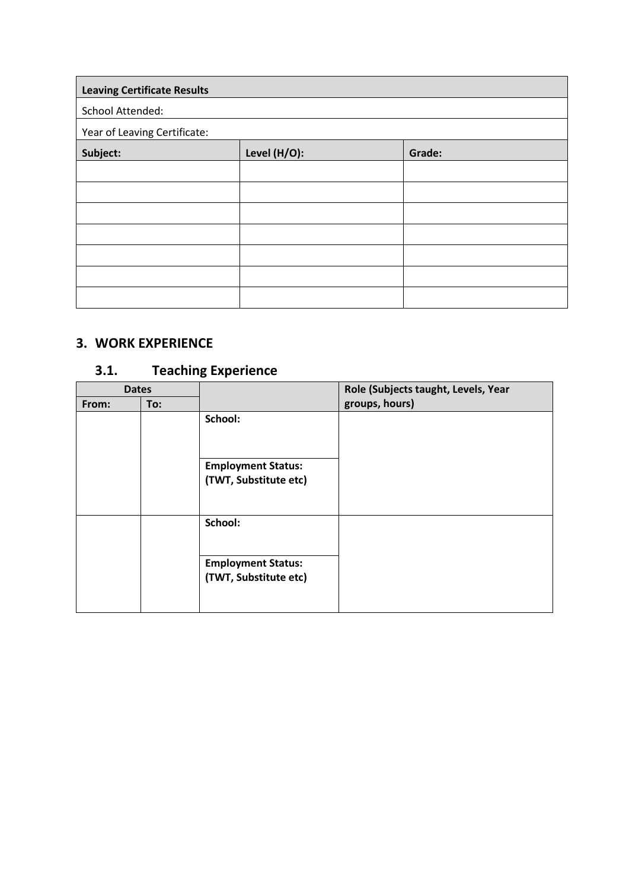| Leaving Certificate Results | | |
|---|---|---|
| School Attended: | | |
| Year of Leaving Certificate: | | |
| **Subject:** | **Level (H/O):** | **Grade:** |
| | | |
| | | |
| | | |
| | | |
| | | |
| | | |
| | | |

## 3. WORK EXPERIENCE

### 3.1. Teaching Experience

| Dates | | | Role (Subjects taught, Levels, Year groups, hours) |
|---|---|---|---|
| **From:** | **To:** | | |
| | | **School:** | |
| | | **Employment Status: (TWT, Substitute etc)** | |
| | | **School:** | |
| | | **Employment Status: (TWT, Substitute etc)** | |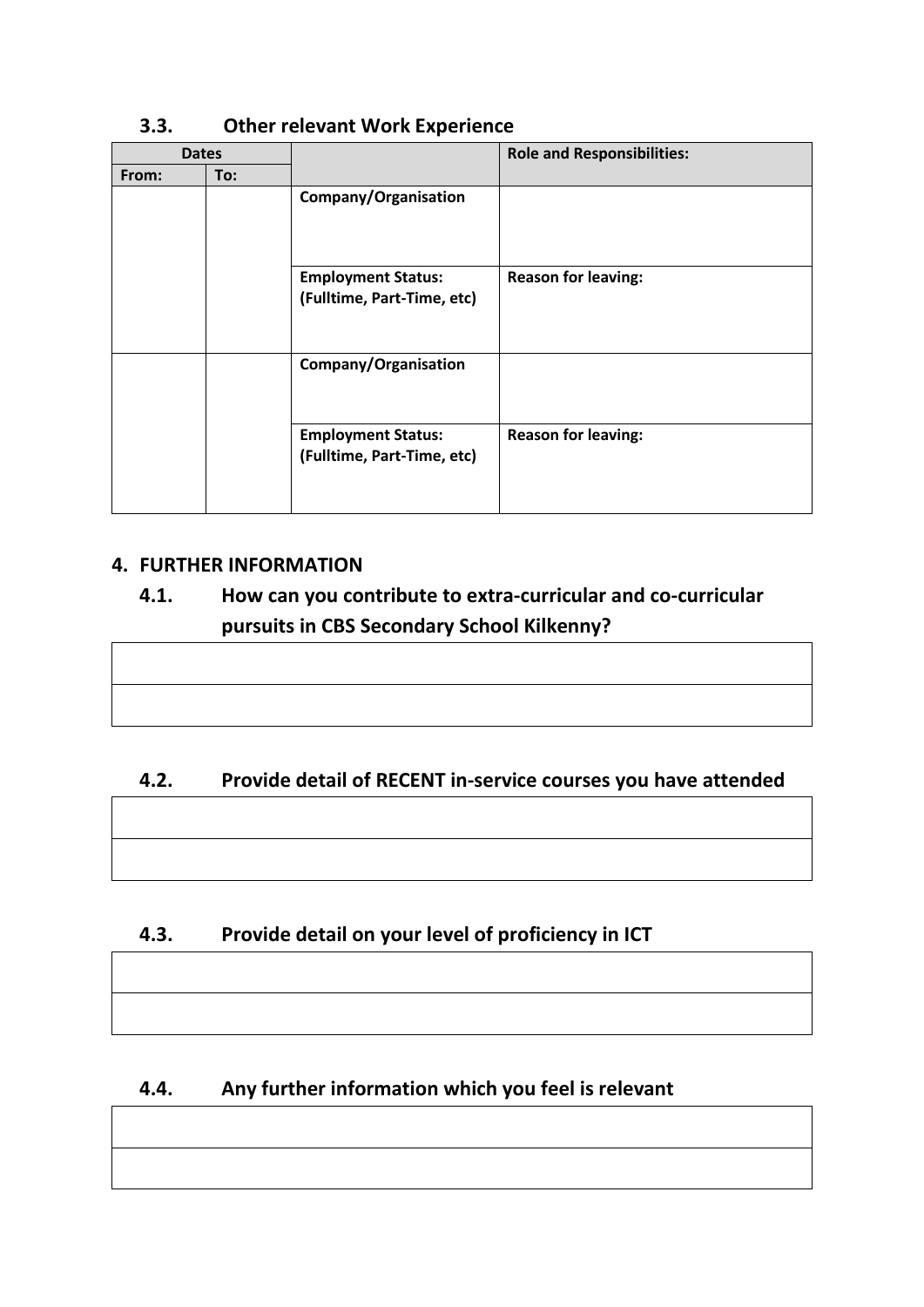## 3.3. Other relevant Work Experience

| Dates | | | Role and Responsibilities: |
|---|---|---|---|
| From: | To: | | |
| | | Company/Organisation | |
| | | Employment Status: (Fulltime, Part-Time, etc) | Reason for leaving: |
| | | Company/Organisation | |
| | | Employment Status: (Fulltime, Part-Time, etc) | Reason for leaving: |

## 4. FURTHER INFORMATION

### 4.1. How can you contribute to extra-curricular and co-curricular pursuits in CBS Secondary School Kilkenny?

| |
|---|
| |

### 4.2. Provide detail of RECENT in-service courses you have attended

| |
|---|
| |

### 4.3. Provide detail on your level of proficiency in ICT

| |
|---|
| |

### 4.4. Any further information which you feel is relevant

| |
|---|
| |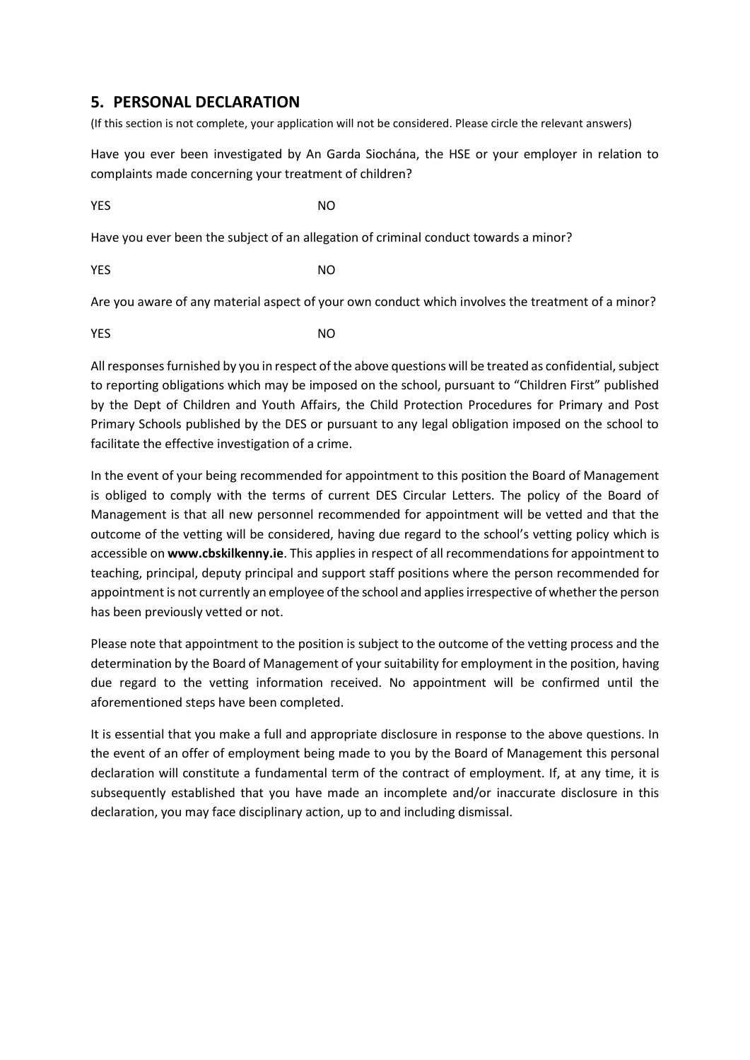## 5. PERSONAL DECLARATION

(If this section is not complete, your application will not be considered. Please circle the relevant answers)

Have you ever been investigated by An Garda Siochána, the HSE or your employer in relation to complaints made concerning your treatment of children?

YES NO

Have you ever been the subject of an allegation of criminal conduct towards a minor?

YES NO

Are you aware of any material aspect of your own conduct which involves the treatment of a minor?

YES NO

All responses furnished by you in respect of the above questions will be treated as confidential, subject to reporting obligations which may be imposed on the school, pursuant to "Children First" published by the Dept of Children and Youth Affairs, the Child Protection Procedures for Primary and Post Primary Schools published by the DES or pursuant to any legal obligation imposed on the school to facilitate the effective investigation of a crime.

In the event of your being recommended for appointment to this position the Board of Management is obliged to comply with the terms of current DES Circular Letters. The policy of the Board of Management is that all new personnel recommended for appointment will be vetted and that the outcome of the vetting will be considered, having due regard to the school's vetting policy which is accessible on **www.cbskilkenny.ie**. This applies in respect of all recommendations for appointment to teaching, principal, deputy principal and support staff positions where the person recommended for appointment is not currently an employee of the school and applies irrespective of whether the person has been previously vetted or not.

Please note that appointment to the position is subject to the outcome of the vetting process and the determination by the Board of Management of your suitability for employment in the position, having due regard to the vetting information received. No appointment will be confirmed until the aforementioned steps have been completed.

It is essential that you make a full and appropriate disclosure in response to the above questions. In the event of an offer of employment being made to you by the Board of Management this personal declaration will constitute a fundamental term of the contract of employment. If, at any time, it is subsequently established that you have made an incomplete and/or inaccurate disclosure in this declaration, you may face disciplinary action, up to and including dismissal.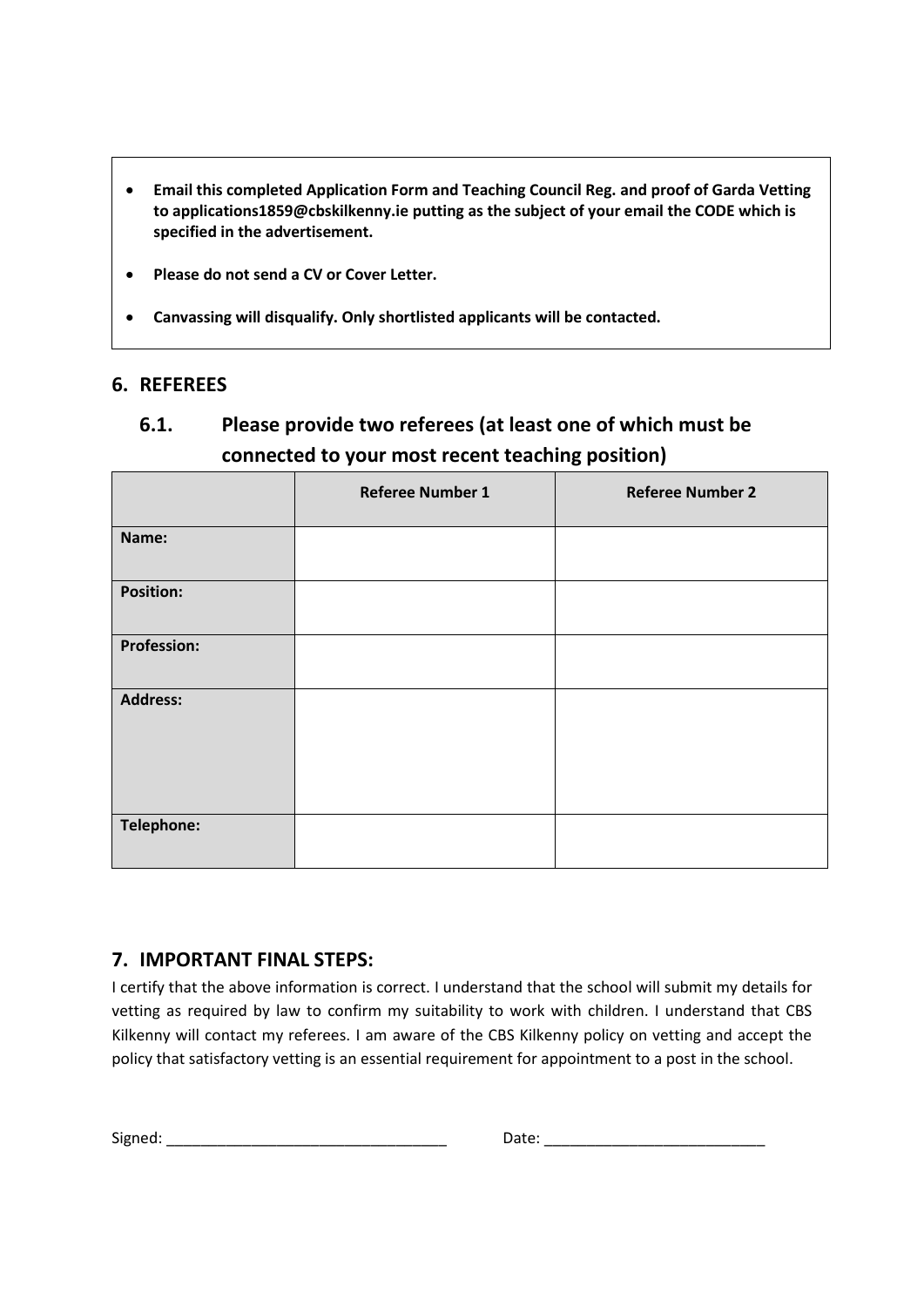- **Email this completed Application Form and Teaching Council Reg. and proof of Garda Vetting to applications1859@cbskilkenny.ie putting as the subject of your email the CODE which is specified in the advertisement.**
- **Please do not send a CV or Cover Letter.**
- **Canvassing will disqualify. Only shortlisted applicants will be contacted.**

## 6. REFEREES

### 6.1. Please provide two referees (at least one of which must be connected to your most recent teaching position)

| | Referee Number 1 | Referee Number 2 |
|---|---|---|
| **Name:** | | |
| **Position:** | | |
| **Profession:** | | |
| **Address:** | | |
| **Telephone:** | | |

## 7. IMPORTANT FINAL STEPS:

I certify that the above information is correct. I understand that the school will submit my details for vetting as required by law to confirm my suitability to work with children. I understand that CBS Kilkenny will contact my referees. I am aware of the CBS Kilkenny policy on vetting and accept the policy that satisfactory vetting is an essential requirement for appointment to a post in the school.

Signed: __________________________________ Date: ___________________________